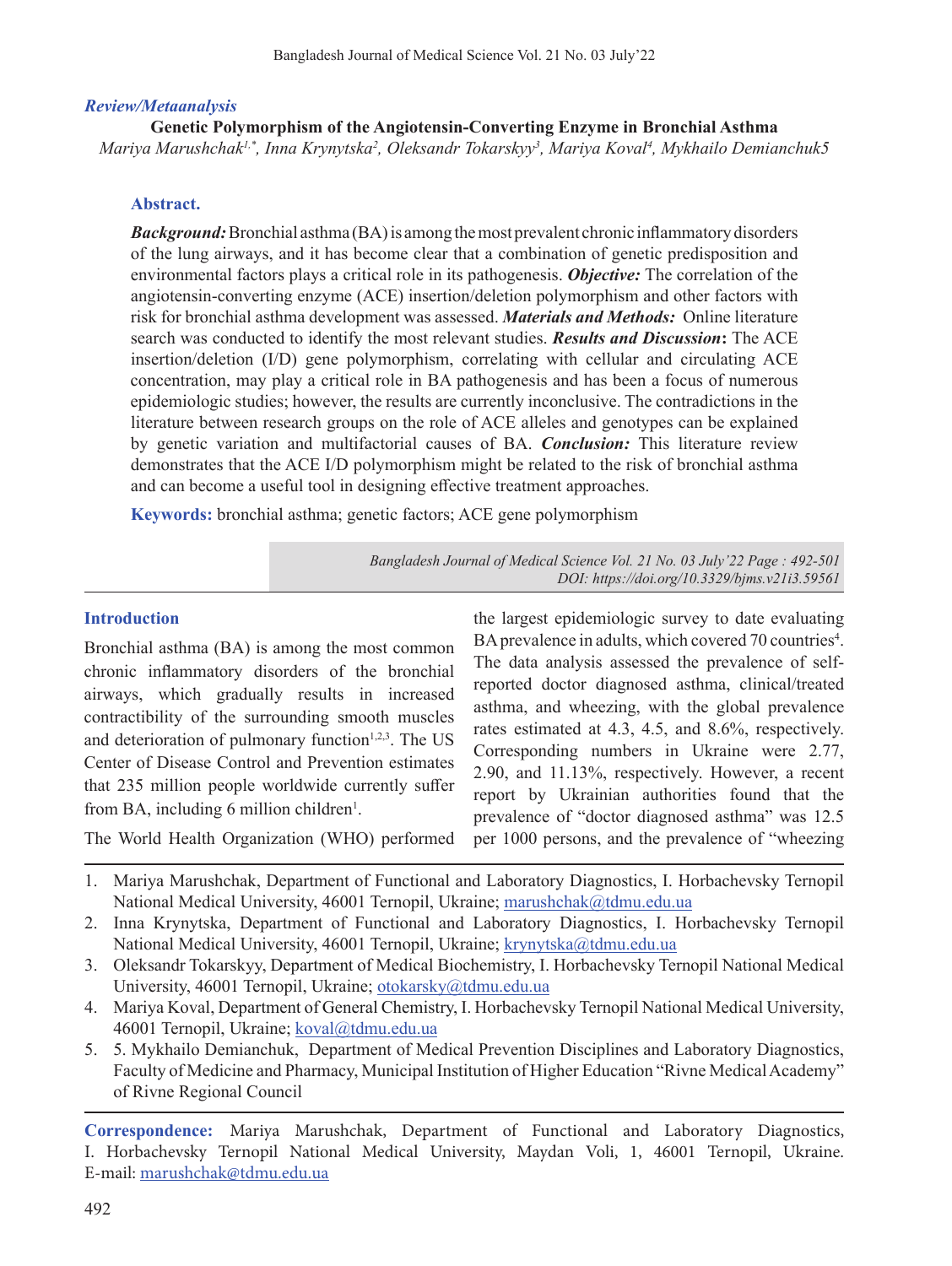*Review/Metaanalysis*

# Genetic Polymorphism of the Angiotensin-Converting Enzyme in Bronchial Asthma

*Mariya Marushchak[1,*], Inna Krynytska[2], Oleksandr Tokarskyy[3], Mariya Koval[4], Mykhailo Demianchuk5*

## Abstract.

***Background:*** Bronchial asthma (BA) is among the most prevalent chronic inflammatory disorders of the lung airways, and it has become clear that a combination of genetic predisposition and environmental factors plays a critical role in its pathogenesis. ***Objective:*** The correlation of the angiotensin-converting enzyme (ACE) insertion/deletion polymorphism and other factors with risk for bronchial asthma development was assessed. ***Materials and Methods:*** Online literature search was conducted to identify the most relevant studies. ***Results and Discussion*:** The ACE insertion/deletion (I/D) gene polymorphism, correlating with cellular and circulating ACE concentration, may play a critical role in BA pathogenesis and has been a focus of numerous epidemiologic studies; however, the results are currently inconclusive. The contradictions in the literature between research groups on the role of ACE alleles and genotypes can be explained by genetic variation and multifactorial causes of BA. ***Conclusion:*** This literature review demonstrates that the ACE I/D polymorphism might be related to the risk of bronchial asthma and can become a useful tool in designing effective treatment approaches.

**Keywords:** bronchial asthma; genetic factors; ACE gene polymorphism

*DOI: https://doi.org/10.3329/bjms.v21i3.59561*

## Introduction

Bronchial asthma (BA) is among the most common chronic inflammatory disorders of the bronchial airways, which gradually results in increased contractility of the surrounding smooth muscles and deterioration of pulmonary function[1,2,3]. The US Center of Disease Control and Prevention estimates that 235 million people worldwide currently suffer from BA, including 6 million children[1].

The World Health Organization (WHO) performed the largest epidemiologic survey to date evaluating BA prevalence in adults, which covered 70 countries[4]. The data analysis assessed the prevalence of self-reported doctor diagnosed asthma, clinical/treated asthma, and wheezing, with the global prevalence rates estimated at 4.3, 4.5, and 8.6%, respectively. Corresponding numbers in Ukraine were 2.77, 2.90, and 11.13%, respectively. However, a recent report by Ukrainian authorities found that the prevalence of "doctor diagnosed asthma" was 12.5 per 1000 persons, and the prevalence of "wheezing

1. Mariya Marushchak, Department of Functional and Laboratory Diagnostics, I. Horbachevsky Ternopil National Medical University, 46001 Ternopil, Ukraine; marushchak@tdmu.edu.ua
2. Inna Krynytska, Department of Functional and Laboratory Diagnostics, I. Horbachevsky Ternopil National Medical University, 46001 Ternopil, Ukraine; krynytska@tdmu.edu.ua
3. Oleksandr Tokarskyy, Department of Medical Biochemistry, I. Horbachevsky Ternopil National Medical University, 46001 Ternopil, Ukraine; otokarsky@tdmu.edu.ua
4. Mariya Koval, Department of General Chemistry, I. Horbachevsky Ternopil National Medical University, 46001 Ternopil, Ukraine; koval@tdmu.edu.ua
5. 5. Mykhailo Demianchuk, Department of Medical Prevention Disciplines and Laboratory Diagnostics, Faculty of Medicine and Pharmacy, Municipal Institution of Higher Education "Rivne Medical Academy" of Rivne Regional Council

**Correspondence:** Mariya Marushchak, Department of Functional and Laboratory Diagnostics, I. Horbachevsky Ternopil National Medical University, Maydan Voli, 1, 46001 Ternopil, Ukraine. E-mail: marushchak@tdmu.edu.ua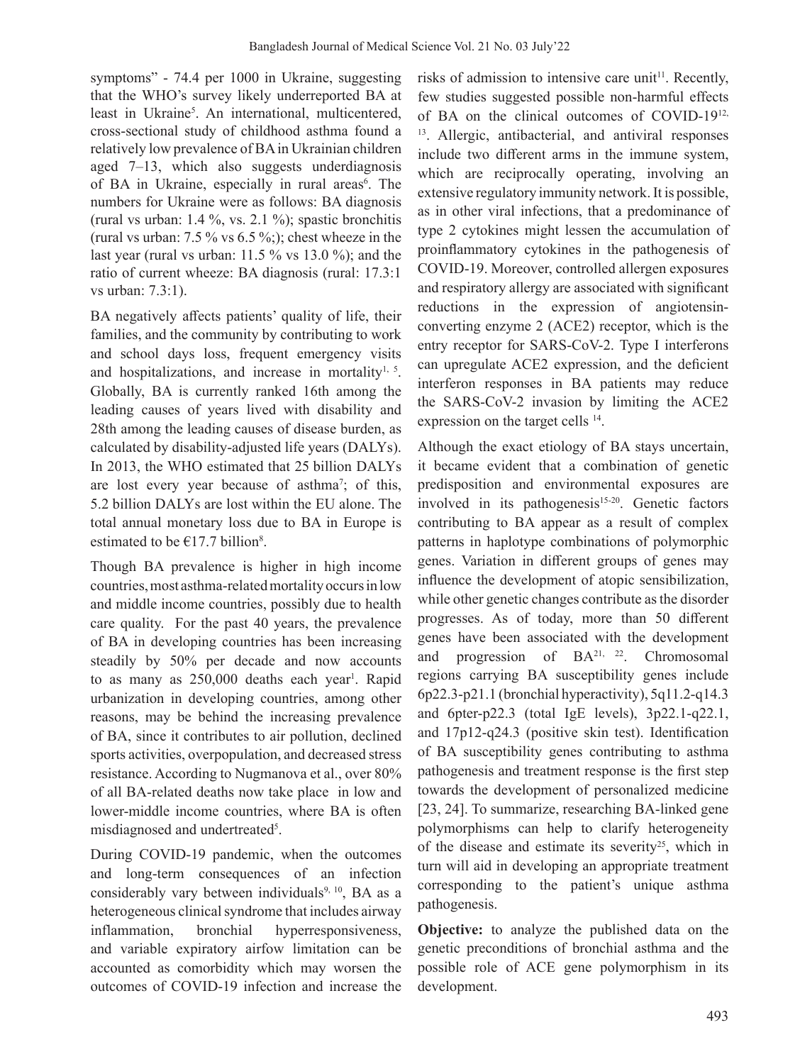symptoms" - 74.4 per 1000 in Ukraine, suggesting that the WHO's survey likely underreported BA at least in Ukraine[5]. An international, multicentered, cross-sectional study of childhood asthma found a relatively low prevalence of BA in Ukrainian children aged 7–13, which also suggests underdiagnosis of BA in Ukraine, especially in rural areas[6]. The numbers for Ukraine were as follows: BA diagnosis (rural vs urban: 1.4 %, vs. 2.1 %); spastic bronchitis (rural vs urban: 7.5 % vs 6.5 %;); chest wheeze in the last year (rural vs urban: 11.5 % vs 13.0 %); and the ratio of current wheeze: BA diagnosis (rural: 17.3:1 vs urban: 7.3:1).

BA negatively affects patients' quality of life, their families, and the community by contributing to work and school days loss, frequent emergency visits and hospitalizations, and increase in mortality[1, 5]. Globally, BA is currently ranked 16th among the leading causes of years lived with disability and 28th among the leading causes of disease burden, as calculated by disability-adjusted life years (DALYs). In 2013, the WHO estimated that 25 billion DALYs are lost every year because of asthma[7]; of this, 5.2 billion DALYs are lost within the EU alone. The total annual monetary loss due to BA in Europe is estimated to be €17.7 billion[8].

Though BA prevalence is higher in high income countries, most asthma-related mortality occurs in low and middle income countries, possibly due to health care quality. For the past 40 years, the prevalence of BA in developing countries has been increasing steadily by 50% per decade and now accounts to as many as 250,000 deaths each year[1]. Rapid urbanization in developing countries, among other reasons, may be behind the increasing prevalence of BA, since it contributes to air pollution, declined sports activities, overpopulation, and decreased stress resistance. According to Nugmanova et al., over 80% of all BA-related deaths now take place in low and lower-middle income countries, where BA is often misdiagnosed and undertreated[5].

During COVID-19 pandemic, when the outcomes and long-term consequences of an infection considerably vary between individuals[9, 10], BA as a heterogeneous clinical syndrome that includes airway inflammation, bronchial hyperresponsiveness, and variable expiratory airfow limitation can be accounted as comorbidity which may worsen the outcomes of COVID-19 infection and increase the risks of admission to intensive care unit[11]. Recently, few studies suggested possible non-harmful effects of BA on the clinical outcomes of COVID-19[12, 13]. Allergic, antibacterial, and antiviral responses include two different arms in the immune system, which are reciprocally operating, involving an extensive regulatory immunity network. It is possible, as in other viral infections, that a predominance of type 2 cytokines might lessen the accumulation of proinflammatory cytokines in the pathogenesis of COVID-19. Moreover, controlled allergen exposures and respiratory allergy are associated with significant reductions in the expression of angiotensin-converting enzyme 2 (ACE2) receptor, which is the entry receptor for SARS-CoV-2. Type I interferons can upregulate ACE2 expression, and the deficient interferon responses in BA patients may reduce the SARS-CoV-2 invasion by limiting the ACE2 expression on the target cells [14].

Although the exact etiology of BA stays uncertain, it became evident that a combination of genetic predisposition and environmental exposures are involved in its pathogenesis[15-20]. Genetic factors contributing to BA appear as a result of complex patterns in haplotype combinations of polymorphic genes. Variation in different groups of genes may influence the development of atopic sensibilization, while other genetic changes contribute as the disorder progresses. As of today, more than 50 different genes have been associated with the development and progression of BA[21, 22]. Chromosomal regions carrying BA susceptibility genes include 6p22.3-p21.1 (bronchial hyperactivity), 5q11.2-q14.3 and 6pter-p22.3 (total IgE levels), 3p22.1-q22.1, and 17p12-q24.3 (positive skin test). Identification of BA susceptibility genes contributing to asthma pathogenesis and treatment response is the first step towards the development of personalized medicine [23, 24]. To summarize, researching BA-linked gene polymorphisms can help to clarify heterogeneity of the disease and estimate its severity[25], which in turn will aid in developing an appropriate treatment corresponding to the patient's unique asthma pathogenesis.

**Objective:** to analyze the published data on the genetic preconditions of bronchial asthma and the possible role of ACE gene polymorphism in its development.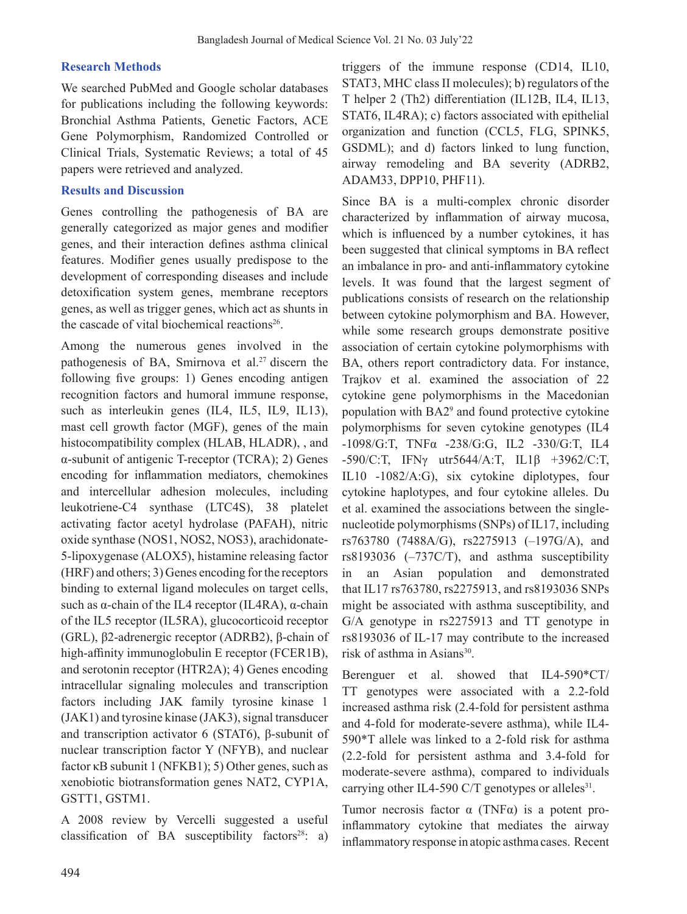## Research Methods

We searched PubMed and Google scholar databases for publications including the following keywords: Bronchial Asthma Patients, Genetic Factors, ACE Gene Polymorphism, Randomized Controlled or Clinical Trials, Systematic Reviews; a total of 45 papers were retrieved and analyzed.

## Results and Discussion

Genes controlling the pathogenesis of BA are generally categorized as major genes and modifier genes, and their interaction defines asthma clinical features. Modifier genes usually predispose to the development of corresponding diseases and include detoxification system genes, membrane receptors genes, as well as trigger genes, which act as shunts in the cascade of vital biochemical reactions[26].

Among the numerous genes involved in the pathogenesis of BA, Smirnova et al.[27] discern the following five groups: 1) Genes encoding antigen recognition factors and humoral immune response, such as interleukin genes (IL4, IL5, IL9, IL13), mast cell growth factor (MGF), genes of the main histocompatibility complex (HLAB, HLADR), , and α-subunit of antigenic T-receptor (TCRA); 2) Genes encoding for inflammation mediators, chemokines and intercellular adhesion molecules, including leukotriene-C4 synthase (LTC4S), 38 platelet activating factor acetyl hydrolase (PAFAH), nitric oxide synthase (NOS1, NOS2, NOS3), arachidonate-5-lipoxygenase (ALOX5), histamine releasing factor (HRF) and others; 3) Genes encoding for the receptors binding to external ligand molecules on target cells, such as α-chain of the IL4 receptor (IL4RA), α-chain of the IL5 receptor (IL5RA), glucocorticoid receptor (GRL), β2-adrenergic receptor (ADRB2), β-chain of high-affinity immunoglobulin E receptor (FCER1B), and serotonin receptor (HTR2A); 4) Genes encoding intracellular signaling molecules and transcription factors including JAK family tyrosine kinase 1 (JAK1) and tyrosine kinase (JAK3), signal transducer and transcription activator 6 (STAT6), β-subunit of nuclear transcription factor Y (NFYB), and nuclear factor κB subunit 1 (NFKB1); 5) Other genes, such as xenobiotic biotransformation genes NAT2, CYP1A, GSTT1, GSTM1.

A 2008 review by Vercelli suggested a useful classification of BA susceptibility factors[28]: a) triggers of the immune response (CD14, IL10, STAT3, MHC class II molecules); b) regulators of the T helper 2 (Th2) differentiation (IL12B, IL4, IL13, STAT6, IL4RA); c) factors associated with epithelial organization and function (CCL5, FLG, SPINK5, GSDML); and d) factors linked to lung function, airway remodeling and BA severity (ADRB2, ADAM33, DPP10, PHF11).

Since BA is a multi-complex chronic disorder characterized by inflammation of airway mucosa, which is influenced by a number cytokines, it has been suggested that clinical symptoms in BA reflect an imbalance in pro- and anti-inflammatory cytokine levels. It was found that the largest segment of publications consists of research on the relationship between cytokine polymorphism and BA. However, while some research groups demonstrate positive association of certain cytokine polymorphisms with BA, others report contradictory data. For instance, Trajkov et al. examined the association of 22 cytokine gene polymorphisms in the Macedonian population with BA2[9] and found protective cytokine polymorphisms for seven cytokine genotypes (IL4 -1098/G:T, TNFα -238/G:G, IL2 -330/G:T, IL4 -590/C:T, IFNγ utr5644/A:T, IL1β +3962/C:T, IL10 -1082/A:G), six cytokine diplotypes, four cytokine haplotypes, and four cytokine alleles. Du et al. examined the associations between the single-nucleotide polymorphisms (SNPs) of IL17, including rs763780 (7488A/G), rs2275913 (–197G/A), and rs8193036 (–737C/T), and asthma susceptibility in an Asian population and demonstrated that IL17 rs763780, rs2275913, and rs8193036 SNPs might be associated with asthma susceptibility, and G/A genotype in rs2275913 and TT genotype in rs8193036 of IL-17 may contribute to the increased risk of asthma in Asians[30].

Berenguer et al. showed that IL4-590*CT/TT genotypes were associated with a 2.2-fold increased asthma risk (2.4-fold for persistent asthma and 4-fold for moderate-severe asthma), while IL4-590*T allele was linked to a 2-fold risk for asthma (2.2-fold for persistent asthma and 3.4-fold for moderate-severe asthma), compared to individuals carrying other IL4-590 C/T genotypes or alleles[31].

Tumor necrosis factor α (TNFα) is a potent pro-inflammatory cytokine that mediates the airway inflammatory response in atopic asthma cases. Recent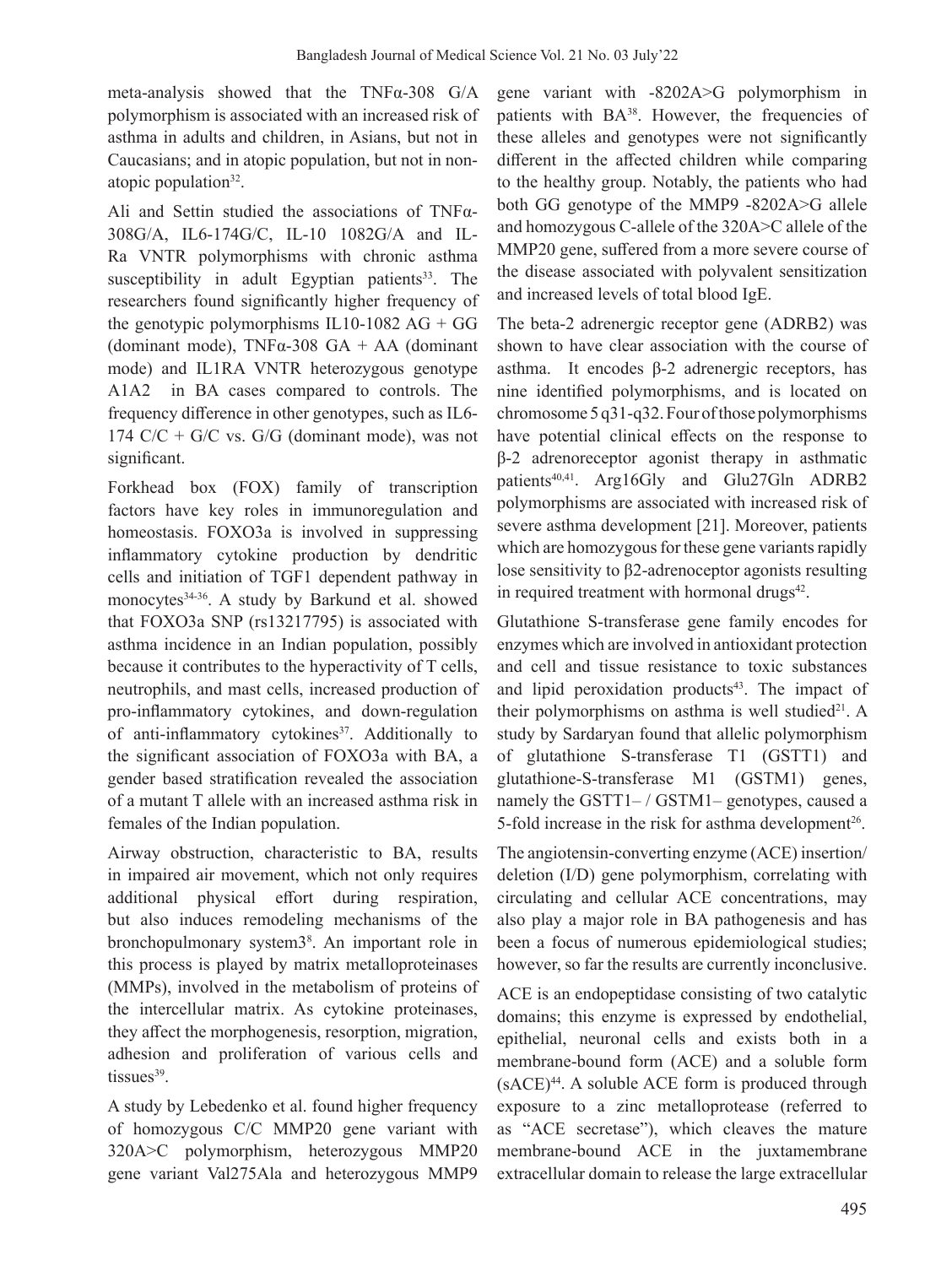meta-analysis showed that the TNFα-308 G/A polymorphism is associated with an increased risk of asthma in adults and children, in Asians, but not in Caucasians; and in atopic population, but not in non-atopic population[32].

Ali and Settin studied the associations of TNFα-308G/A, IL6-174G/C, IL-10 1082G/A and IL-Ra VNTR polymorphisms with chronic asthma susceptibility in adult Egyptian patients[33]. The researchers found significantly higher frequency of the genotypic polymorphisms IL10-1082 AG + GG (dominant mode), TNFα-308 GA + AA (dominant mode) and IL1RA VNTR heterozygous genotype A1A2 in BA cases compared to controls. The frequency difference in other genotypes, such as IL6-174 C/C + G/C vs. G/G (dominant mode), was not significant.

Forkhead box (FOX) family of transcription factors have key roles in immunoregulation and homeostasis. FOXO3a is involved in suppressing inflammatory cytokine production by dendritic cells and initiation of TGF1 dependent pathway in monocytes[34-36]. A study by Barkund et al. showed that FOXO3a SNP (rs13217795) is associated with asthma incidence in an Indian population, possibly because it contributes to the hyperactivity of T cells, neutrophils, and mast cells, increased production of pro-inflammatory cytokines, and down-regulation of anti-inflammatory cytokines[37]. Additionally to the significant association of FOXO3a with BA, a gender based stratification revealed the association of a mutant T allele with an increased asthma risk in females of the Indian population.

Airway obstruction, characteristic to BA, results in impaired air movement, which not only requires additional physical effort during respiration, but also induces remodeling mechanisms of the bronchopulmonary system3[8]. An important role in this process is played by matrix metalloproteinases (MMPs), involved in the metabolism of proteins of the intercellular matrix. As cytokine proteinases, they affect the morphogenesis, resorption, migration, adhesion and proliferation of various cells and tissues[39].

A study by Lebedenko et al. found higher frequency of homozygous C/C MMP20 gene variant with 320A>C polymorphism, heterozygous MMP20 gene variant Val275Ala and heterozygous MMP9 gene variant with -8202A>G polymorphism in patients with BA[38]. However, the frequencies of these alleles and genotypes were not significantly different in the affected children while comparing to the healthy group. Notably, the patients who had both GG genotype of the MMP9 -8202A>G allele and homozygous C-allele of the 320A>C allele of the MMP20 gene, suffered from a more severe course of the disease associated with polyvalent sensitization and increased levels of total blood IgE.

The beta-2 adrenergic receptor gene (ADRB2) was shown to have clear association with the course of asthma. It encodes β-2 adrenergic receptors, has nine identified polymorphisms, and is located on chromosome 5 q31-q32. Four of those polymorphisms have potential clinical effects on the response to β-2 adrenoreceptor agonist therapy in asthmatic patients[40,41]. Arg16Gly and Glu27Gln ADRB2 polymorphisms are associated with increased risk of severe asthma development [21]. Moreover, patients which are homozygous for these gene variants rapidly lose sensitivity to β2-adrenoceptor agonists resulting in required treatment with hormonal drugs[42].

Glutathione S-transferase gene family encodes for enzymes which are involved in antioxidant protection and cell and tissue resistance to toxic substances and lipid peroxidation products[43]. The impact of their polymorphisms on asthma is well studied[21]. A study by Sardaryan found that allelic polymorphism of glutathione S-transferase T1 (GSTT1) and glutathione-S-transferase M1 (GSTM1) genes, namely the GSTT1– / GSTM1– genotypes, caused a 5-fold increase in the risk for asthma development[26].

The angiotensin-converting enzyme (ACE) insertion/deletion (I/D) gene polymorphism, correlating with circulating and cellular ACE concentrations, may also play a major role in BA pathogenesis and has been a focus of numerous epidemiological studies; however, so far the results are currently inconclusive.

ACE is an endopeptidase consisting of two catalytic domains; this enzyme is expressed by endothelial, epithelial, neuronal cells and exists both in a membrane-bound form (ACE) and a soluble form (sACE)[44]. A soluble ACE form is produced through exposure to a zinc metalloprotease (referred to as "ACE secretase"), which cleaves the mature membrane-bound ACE in the juxtamembrane extracellular domain to release the large extracellular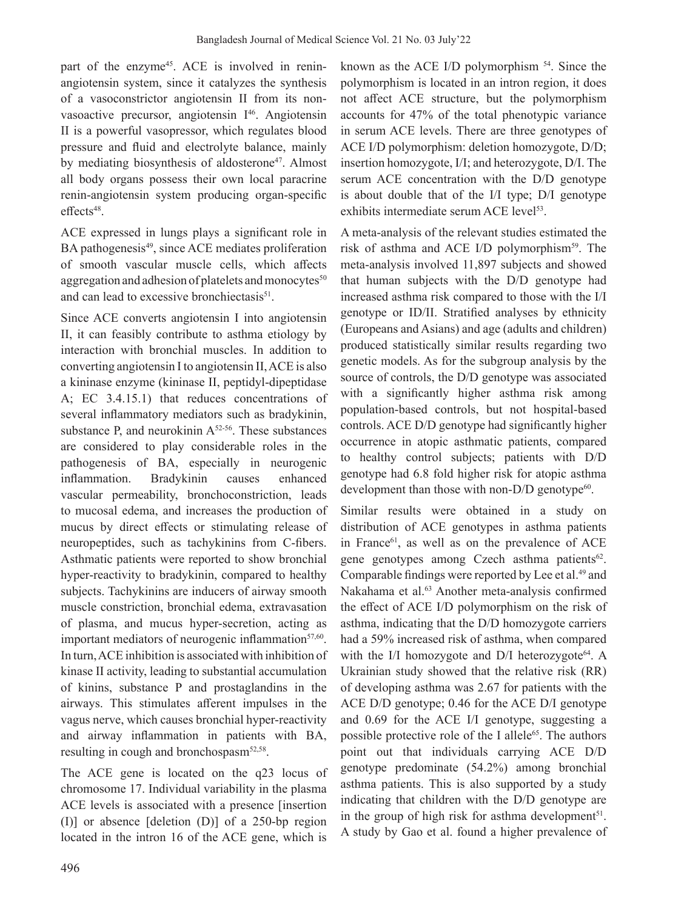part of the enzyme[45]. ACE is involved in renin-angiotensin system, since it catalyzes the synthesis of a vasoconstrictor angiotensin II from its non-vasoactive precursor, angiotensin I[46]. Angiotensin II is a powerful vasopressor, which regulates blood pressure and fluid and electrolyte balance, mainly by mediating biosynthesis of aldosterone[47]. Almost all body organs possess their own local paracrine renin-angiotensin system producing organ-specific effects[48].

ACE expressed in lungs plays a significant role in BA pathogenesis[49], since ACE mediates proliferation of smooth vascular muscle cells, which affects aggregation and adhesion of platelets and monocytes[50] and can lead to excessive bronchiectasis[51].

Since ACE converts angiotensin I into angiotensin II, it can feasibly contribute to asthma etiology by interaction with bronchial muscles. In addition to converting angiotensin I to angiotensin II, ACE is also a kininase enzyme (kininase II, peptidyl-dipeptidase A; EC 3.4.15.1) that reduces concentrations of several inflammatory mediators such as bradykinin, substance P, and neurokinin A[52-56]. These substances are considered to play considerable roles in the pathogenesis of BA, especially in neurogenic inflammation. Bradykinin causes enhanced vascular permeability, bronchoconstriction, leads to mucosal edema, and increases the production of mucus by direct effects or stimulating release of neuropeptides, such as tachykinins from C-fibers. Asthmatic patients were reported to show bronchial hyper-reactivity to bradykinin, compared to healthy subjects. Tachykinins are inducers of airway smooth muscle constriction, bronchial edema, extravasation of plasma, and mucus hyper-secretion, acting as important mediators of neurogenic inflammation[57,60]. In turn, ACE inhibition is associated with inhibition of kinase II activity, leading to substantial accumulation of kinins, substance P and prostaglandins in the airways. This stimulates afferent impulses in the vagus nerve, which causes bronchial hyper-reactivity and airway inflammation in patients with BA, resulting in cough and bronchospasm[52,58].

The ACE gene is located on the q23 locus of chromosome 17. Individual variability in the plasma ACE levels is associated with a presence [insertion (I)] or absence [deletion (D)] of a 250-bp region located in the intron 16 of the ACE gene, which is known as the ACE I/D polymorphism [54]. Since the polymorphism is located in an intron region, it does not affect ACE structure, but the polymorphism accounts for 47% of the total phenotypic variance in serum ACE levels. There are three genotypes of ACE I/D polymorphism: deletion homozygote, D/D; insertion homozygote, I/I; and heterozygote, D/I. The serum ACE concentration with the D/D genotype is about double that of the I/I type; D/I genotype exhibits intermediate serum ACE level[53].

A meta-analysis of the relevant studies estimated the risk of asthma and ACE I/D polymorphism[59]. The meta-analysis involved 11,897 subjects and showed that human subjects with the D/D genotype had increased asthma risk compared to those with the I/I genotype or ID/II. Stratified analyses by ethnicity (Europeans and Asians) and age (adults and children) produced statistically similar results regarding two genetic models. As for the subgroup analysis by the source of controls, the D/D genotype was associated with a significantly higher asthma risk among population-based controls, but not hospital-based controls. ACE D/D genotype had significantly higher occurrence in atopic asthmatic patients, compared to healthy control subjects; patients with D/D genotype had 6.8 fold higher risk for atopic asthma development than those with non-D/D genotype[60].

Similar results were obtained in a study on distribution of ACE genotypes in asthma patients in France[61], as well as on the prevalence of ACE gene genotypes among Czech asthma patients[62]. Comparable findings were reported by Lee et al.[49] and Nakahama et al.[63] Another meta-analysis confirmed the effect of ACE I/D polymorphism on the risk of asthma, indicating that the D/D homozygote carriers had a 59% increased risk of asthma, when compared with the I/I homozygote and D/I heterozygote[64]. A Ukrainian study showed that the relative risk (RR) of developing asthma was 2.67 for patients with the ACE D/D genotype; 0.46 for the ACE D/I genotype and 0.69 for the ACE I/I genotype, suggesting a possible protective role of the I allele[65]. The authors point out that individuals carrying ACE D/D genotype predominate (54.2%) among bronchial asthma patients. This is also supported by a study indicating that children with the D/D genotype are in the group of high risk for asthma development[51]. A study by Gao et al. found a higher prevalence of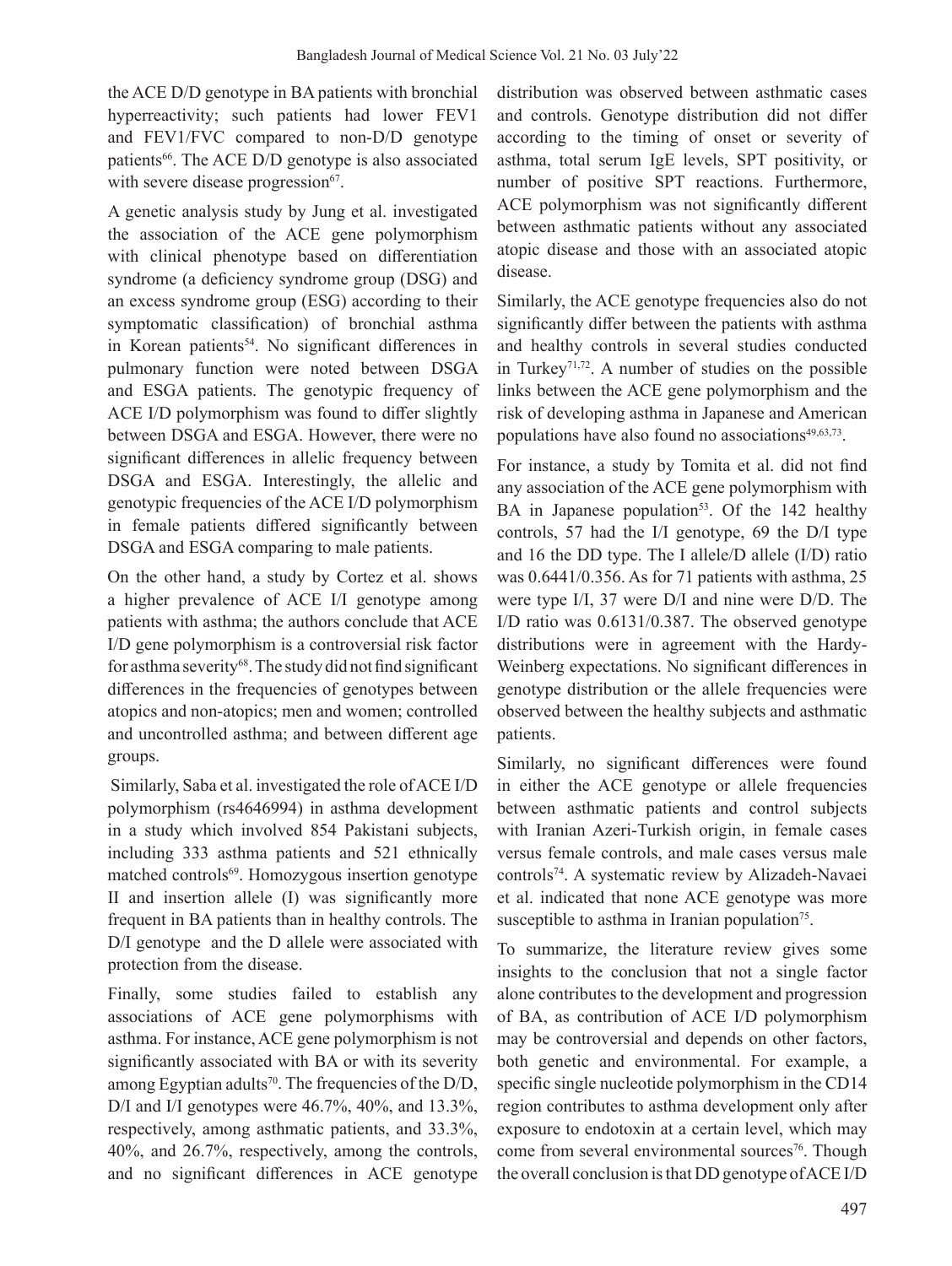the ACE D/D genotype in BA patients with bronchial hyperreactivity; such patients had lower FEV1 and FEV1/FVC compared to non-D/D genotype patients[66]. The ACE D/D genotype is also associated with severe disease progression[67].

A genetic analysis study by Jung et al. investigated the association of the ACE gene polymorphism with clinical phenotype based on differentiation syndrome (a deficiency syndrome group (DSG) and an excess syndrome group (ESG) according to their symptomatic classification) of bronchial asthma in Korean patients[54]. No significant differences in pulmonary function were noted between DSGA and ESGA patients. The genotypic frequency of ACE I/D polymorphism was found to differ slightly between DSGA and ESGA. However, there were no significant differences in allelic frequency between DSGA and ESGA. Interestingly, the allelic and genotypic frequencies of the ACE I/D polymorphism in female patients differed significantly between DSGA and ESGA comparing to male patients.

On the other hand, a study by Cortez et al. shows a higher prevalence of ACE I/I genotype among patients with asthma; the authors conclude that ACE I/D gene polymorphism is a controversial risk factor for asthma severity[68]. The study did not find significant differences in the frequencies of genotypes between atopics and non-atopics; men and women; controlled and uncontrolled asthma; and between different age groups.

Similarly, Saba et al. investigated the role of ACE I/D polymorphism (rs4646994) in asthma development in a study which involved 854 Pakistani subjects, including 333 asthma patients and 521 ethnically matched controls[69]. Homozygous insertion genotype II and insertion allele (I) was significantly more frequent in BA patients than in healthy controls. The D/I genotype and the D allele were associated with protection from the disease.

Finally, some studies failed to establish any associations of ACE gene polymorphisms with asthma. For instance, ACE gene polymorphism is not significantly associated with BA or with its severity among Egyptian adults[70]. The frequencies of the D/D, D/I and I/I genotypes were 46.7%, 40%, and 13.3%, respectively, among asthmatic patients, and 33.3%, 40%, and 26.7%, respectively, among the controls, and no significant differences in ACE genotype distribution was observed between asthmatic cases and controls. Genotype distribution did not differ according to the timing of onset or severity of asthma, total serum IgE levels, SPT positivity, or number of positive SPT reactions. Furthermore, ACE polymorphism was not significantly different between asthmatic patients without any associated atopic disease and those with an associated atopic disease.

Similarly, the ACE genotype frequencies also do not significantly differ between the patients with asthma and healthy controls in several studies conducted in Turkey[71,72]. A number of studies on the possible links between the ACE gene polymorphism and the risk of developing asthma in Japanese and American populations have also found no associations[49,63,73].

For instance, a study by Tomita et al. did not find any association of the ACE gene polymorphism with BA in Japanese population[53]. Of the 142 healthy controls, 57 had the I/I genotype, 69 the D/I type and 16 the DD type. The I allele/D allele (I/D) ratio was 0.6441/0.356. As for 71 patients with asthma, 25 were type I/I, 37 were D/I and nine were D/D. The I/D ratio was 0.6131/0.387. The observed genotype distributions were in agreement with the Hardy-Weinberg expectations. No significant differences in genotype distribution or the allele frequencies were observed between the healthy subjects and asthmatic patients.

Similarly, no significant differences were found in either the ACE genotype or allele frequencies between asthmatic patients and control subjects with Iranian Azeri-Turkish origin, in female cases versus female controls, and male cases versus male controls[74]. A systematic review by Alizadeh-Navaei et al. indicated that none ACE genotype was more susceptible to asthma in Iranian population[75].

To summarize, the literature review gives some insights to the conclusion that not a single factor alone contributes to the development and progression of BA, as contribution of ACE I/D polymorphism may be controversial and depends on other factors, both genetic and environmental. For example, a specific single nucleotide polymorphism in the CD14 region contributes to asthma development only after exposure to endotoxin at a certain level, which may come from several environmental sources[76]. Though the overall conclusion is that DD genotype of ACE I/D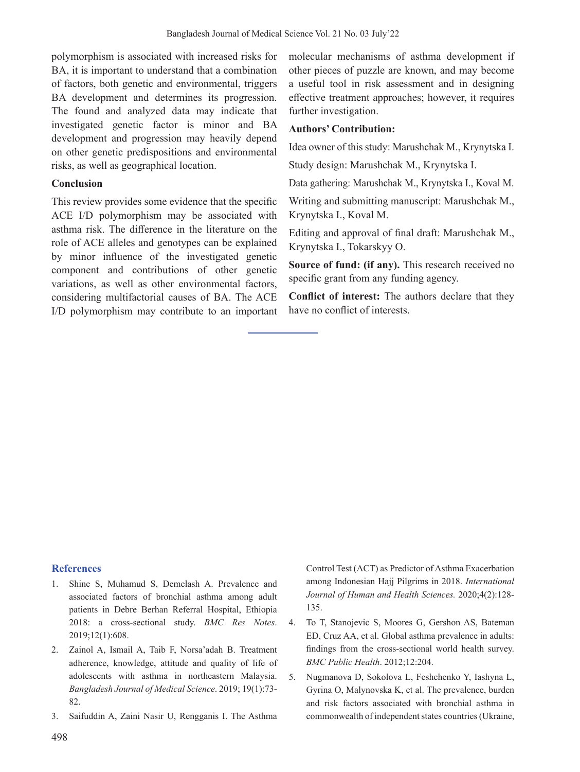polymorphism is associated with increased risks for BA, it is important to understand that a combination of factors, both genetic and environmental, triggers BA development and determines its progression. The found and analyzed data may indicate that investigated genetic factor is minor and BA development and progression may heavily depend on other genetic predispositions and environmental risks, as well as geographical location.

## Conclusion

This review provides some evidence that the specific ACE I/D polymorphism may be associated with asthma risk. The difference in the literature on the role of ACE alleles and genotypes can be explained by minor influence of the investigated genetic component and contributions of other genetic variations, as well as other environmental factors, considering multifactorial causes of BA. The ACE I/D polymorphism may contribute to an important molecular mechanisms of asthma development if other pieces of puzzle are known, and may become a useful tool in risk assessment and in designing effective treatment approaches; however, it requires further investigation.

## Authors' Contribution:

Idea owner of this study: Marushchak M., Krynytska I.

Study design: Marushchak M., Krynytska I.

Data gathering: Marushchak M., Krynytska I., Koval M.

Writing and submitting manuscript: Marushchak M., Krynytska I., Koval M.

Editing and approval of final draft: Marushchak M., Krynytska I., Tokarskyy O.

**Source of fund: (if any).** This research received no specific grant from any funding agency.

**Conflict of interest:** The authors declare that they have no conflict of interests.

## References

1. Shine S, Muhamud S, Demelash A. Prevalence and associated factors of bronchial asthma among adult patients in Debre Berhan Referral Hospital, Ethiopia 2018: a cross-sectional study. *BMC Res Notes*. 2019;12(1):608.
2. Zainol A, Ismail A, Taib F, Norsa'adah B. Treatment adherence, knowledge, attitude and quality of life of adolescents with asthma in northeastern Malaysia. *Bangladesh Journal of Medical Science*. 2019; 19(1):73-82.
3. Saifuddin A, Zaini Nasir U, Rengganis I. The Asthma Control Test (ACT) as Predictor of Asthma Exacerbation among Indonesian Hajj Pilgrims in 2018. *International Journal of Human and Health Sciences.* 2020;4(2):128-135.
4. To T, Stanojevic S, Moores G, Gershon AS, Bateman ED, Cruz AA, et al. Global asthma prevalence in adults: findings from the cross-sectional world health survey. *BMC Public Health*. 2012;12:204.
5. Nugmanova D, Sokolova L, Feshchenko Y, Iashyna L, Gyrina O, Malynovska K, et al. The prevalence, burden and risk factors associated with bronchial asthma in commonwealth of independent states countries (Ukraine,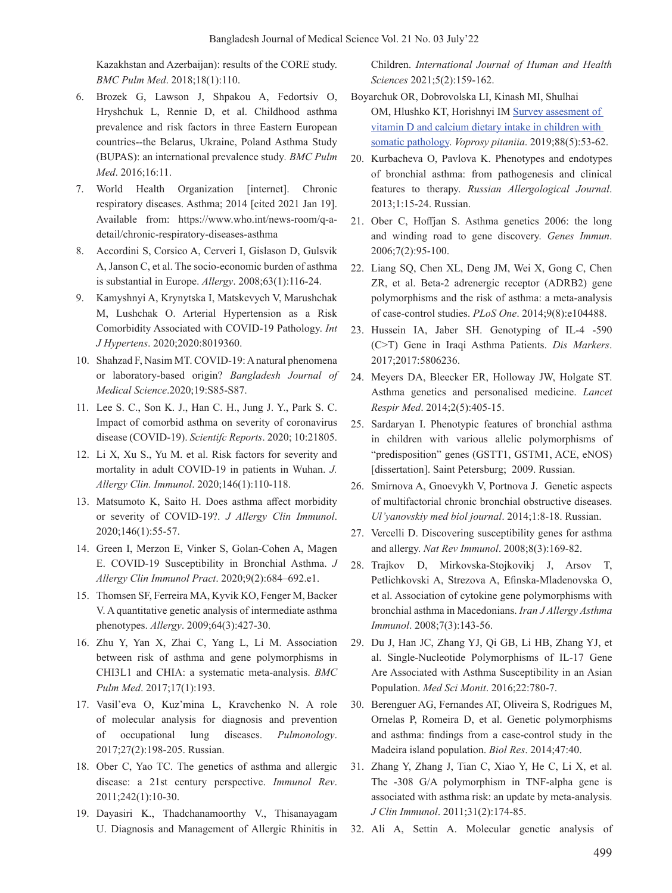Kazakhstan and Azerbaijan): results of the CORE study. *BMC Pulm Med*. 2018;18(1):110.

6. Brozek G, Lawson J, Shpakou A, Fedortsiv O, Hryshchuk L, Rennie D, et al. Childhood asthma prevalence and risk factors in three Eastern European countries--the Belarus, Ukraine, Poland Asthma Study (BUPAS): an international prevalence study. *BMC Pulm Med*. 2016;16:11.
7. World Health Organization [internet]. Chronic respiratory diseases. Asthma; 2014 [cited 2021 Jan 19]. Available from: https://www.who.int/news-room/q-a-detail/chronic-respiratory-diseases-asthma
8. Accordini S, Corsico A, Cerveri I, Gislason D, Gulsvik A, Janson C, et al. The socio-economic burden of asthma is substantial in Europe. *Allergy*. 2008;63(1):116-24.
9. Kamyshnyi A, Krynytska I, Matskevych V, Marushchak M, Lushchak O. Arterial Hypertension as a Risk Comorbidity Associated with COVID-19 Pathology. *Int J Hypertens*. 2020;2020:8019360.
10. Shahzad F, Nasim MT. COVID-19: A natural phenomena or laboratory-based origin? *Bangladesh Journal of Medical Science*.2020;19:S85-S87.
11. Lee S. C., Son K. J., Han C. H., Jung J. Y., Park S. C. Impact of comorbid asthma on severity of coronavirus disease (COVID-19). *Scientifc Reports*. 2020; 10:21805.
12. Li X, Xu S., Yu M. et al. Risk factors for severity and mortality in adult COVID-19 in patients in Wuhan. *J. Allergy Clin. Immunol*. 2020;146(1):110-118.
13. Matsumoto K, Saito H. Does asthma affect morbidity or severity of COVID-19?. *J Allergy Clin Immunol*. 2020;146(1):55-57.
14. Green I, Merzon E, Vinker S, Golan-Cohen A, Magen E. COVID-19 Susceptibility in Bronchial Asthma. *J Allergy Clin Immunol Pract*. 2020;9(2):684–692.e1.
15. Thomsen SF, Ferreira MA, Kyvik KO, Fenger M, Backer V. A quantitative genetic analysis of intermediate asthma phenotypes. *Allergy*. 2009;64(3):427-30.
16. Zhu Y, Yan X, Zhai C, Yang L, Li M. Association between risk of asthma and gene polymorphisms in CHI3L1 and CHIA: a systematic meta-analysis. *BMC Pulm Med*. 2017;17(1):193.
17. Vasil'eva O, Kuz'mina L, Kravchenko N. A role of molecular analysis for diagnosis and prevention of occupational lung diseases. *Pulmonology*. 2017;27(2):198-205. Russian.
18. Ober C, Yao TC. The genetics of asthma and allergic disease: a 21st century perspective. *Immunol Rev*. 2011;242(1):10-30.
19. Dayasiri K., Thadchanamoorthy V., Thisanayagam U. Diagnosis and Management of Allergic Rhinitis in Children. *International Journal of Human and Health Sciences* 2021;5(2):159-162.

Boyarchuk OR, Dobrovolska LI, Kinash MI, Shulhai OM, Hlushko KT, Horishnyi IM Survey assesment of vitamin D and calcium dietary intake in children with somatic pathology. *Voprosy pitaniia*. 2019;88(5):53-62.

20. Kurbacheva O, Pavlova K. Phenotypes and endotypes of bronchial asthma: from pathogenesis and clinical features to therapy. *Russian Allergological Journal*. 2013;1:15-24. Russian.
21. Ober C, Hoffjan S. Asthma genetics 2006: the long and winding road to gene discovery. *Genes Immun*. 2006;7(2):95-100.
22. Liang SQ, Chen XL, Deng JM, Wei X, Gong C, Chen ZR, et al. Beta-2 adrenergic receptor (ADRB2) gene polymorphisms and the risk of asthma: a meta-analysis of case-control studies. *PLoS One*. 2014;9(8):e104488.
23. Hussein IA, Jaber SH. Genotyping of IL-4 -590 (C>T) Gene in Iraqi Asthma Patients. *Dis Markers*. 2017;2017:5806236.
24. Meyers DA, Bleecker ER, Holloway JW, Holgate ST. Asthma genetics and personalised medicine. *Lancet Respir Med*. 2014;2(5):405-15.
25. Sardaryan I. Phenotypic features of bronchial asthma in children with various allelic polymorphisms of "predisposition" genes (GSTT1, GSTM1, ACE, eNOS) [dissertation]. Saint Petersburg; 2009. Russian.
26. Smirnova A, Gnoevykh V, Portnova J. Genetic aspects of multifactorial chronic bronchial obstructive diseases. *Ul'yanovskiy med biol journal*. 2014;1:8-18. Russian.
27. Vercelli D. Discovering susceptibility genes for asthma and allergy. *Nat Rev Immunol*. 2008;8(3):169-82.
28. Trajkov D, Mirkovska-Stojkovikj J, Arsov T, Petlichkovski A, Strezova A, Efinska-Mladenovska O, et al. Association of cytokine gene polymorphisms with bronchial asthma in Macedonians. *Iran J Allergy Asthma Immunol*. 2008;7(3):143-56.
29. Du J, Han JC, Zhang YJ, Qi GB, Li HB, Zhang YJ, et al. Single-Nucleotide Polymorphisms of IL-17 Gene Are Associated with Asthma Susceptibility in an Asian Population. *Med Sci Monit*. 2016;22:780-7.
30. Berenguer AG, Fernandes AT, Oliveira S, Rodrigues M, Ornelas P, Romeira D, et al. Genetic polymorphisms and asthma: findings from a case-control study in the Madeira island population. *Biol Res*. 2014;47:40.
31. Zhang Y, Zhang J, Tian C, Xiao Y, He C, Li X, et al. The -308 G/A polymorphism in TNF-alpha gene is associated with asthma risk: an update by meta-analysis. *J Clin Immunol*. 2011;31(2):174-85.
32. Ali A, Settin A. Molecular genetic analysis of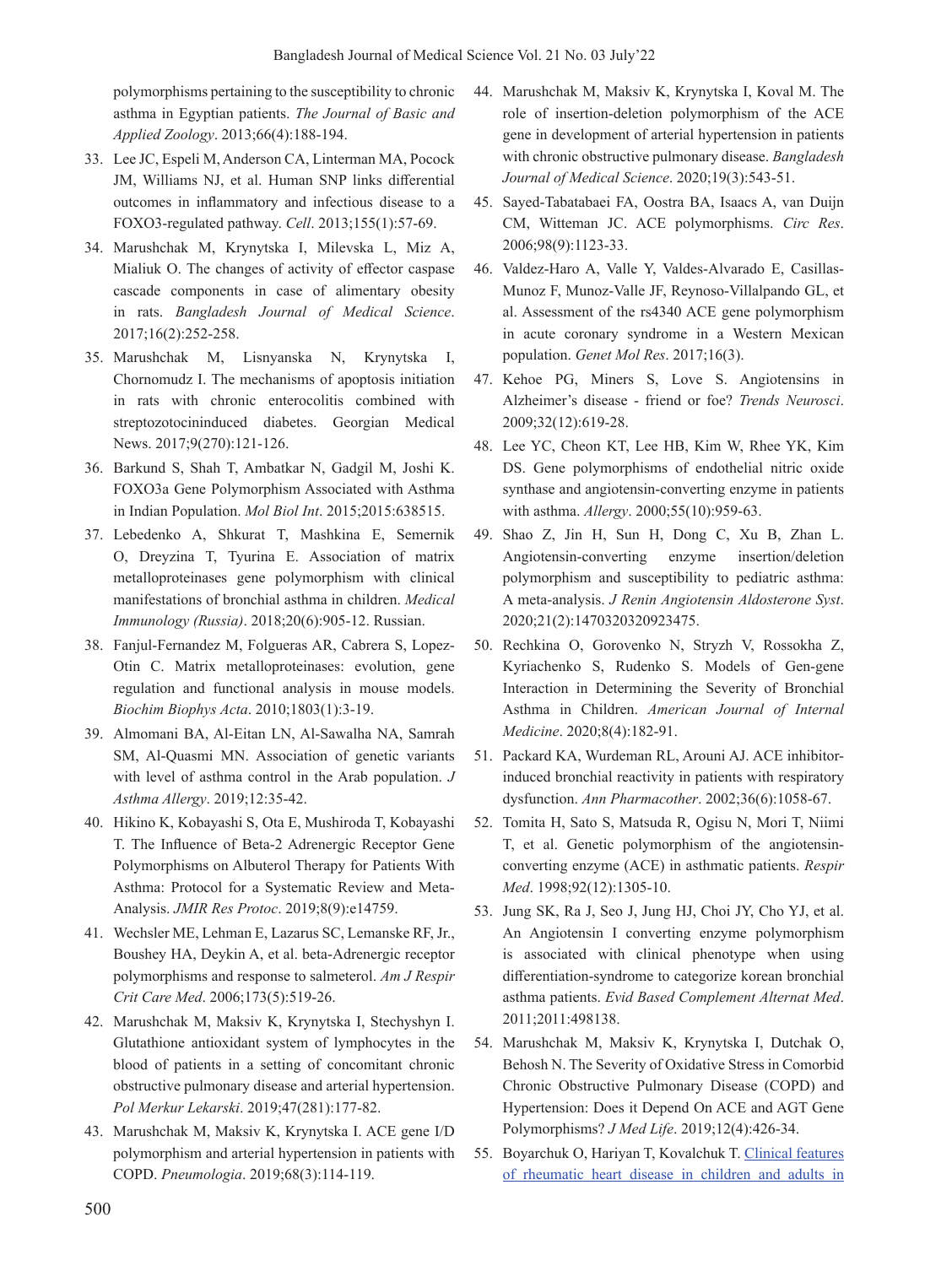polymorphisms pertaining to the susceptibility to chronic asthma in Egyptian patients. *The Journal of Basic and Applied Zoology*. 2013;66(4):188-194.

33. Lee JC, Espeli M, Anderson CA, Linterman MA, Pocock JM, Williams NJ, et al. Human SNP links differential outcomes in inflammatory and infectious disease to a FOXO3-regulated pathway. *Cell*. 2013;155(1):57-69.
34. Marushchak M, Krynytska I, Milevska L, Miz A, Mialiuk O. The changes of activity of effector caspase cascade components in case of alimentary obesity in rats. *Bangladesh Journal of Medical Science*. 2017;16(2):252-258.
35. Marushchak M, Lisnyanska N, Krynytska I, Chornomudz I. The mechanisms of apoptosis initiation in rats with chronic enterocolitis combined with streptozotocininduced diabetes. Georgian Medical News. 2017;9(270):121-126.
36. Barkund S, Shah T, Ambatkar N, Gadgil M, Joshi K. FOXO3a Gene Polymorphism Associated with Asthma in Indian Population. *Mol Biol Int*. 2015;2015:638515.
37. Lebedenko A, Shkurat T, Mashkina E, Semernik O, Dreyzina T, Tyurina E. Association of matrix metalloproteinases gene polymorphism with clinical manifestations of bronchial asthma in children. *Medical Immunology (Russia)*. 2018;20(6):905-12. Russian.
38. Fanjul-Fernandez M, Folgueras AR, Cabrera S, Lopez-Otin C. Matrix metalloproteinases: evolution, gene regulation and functional analysis in mouse models. *Biochim Biophys Acta*. 2010;1803(1):3-19.
39. Almomani BA, Al-Eitan LN, Al-Sawalha NA, Samrah SM, Al-Quasmi MN. Association of genetic variants with level of asthma control in the Arab population. *J Asthma Allergy*. 2019;12:35-42.
40. Hikino K, Kobayashi S, Ota E, Mushiroda T, Kobayashi T. The Influence of Beta-2 Adrenergic Receptor Gene Polymorphisms on Albuterol Therapy for Patients With Asthma: Protocol for a Systematic Review and Meta-Analysis. *JMIR Res Protoc*. 2019;8(9):e14759.
41. Wechsler ME, Lehman E, Lazarus SC, Lemanske RF, Jr., Boushey HA, Deykin A, et al. beta-Adrenergic receptor polymorphisms and response to salmeterol. *Am J Respir Crit Care Med*. 2006;173(5):519-26.
42. Marushchak M, Maksiv K, Krynytska I, Stechyshyn I. Glutathione antioxidant system of lymphocytes in the blood of patients in a setting of concomitant chronic obstructive pulmonary disease and arterial hypertension. *Pol Merkur Lekarski*. 2019;47(281):177-82.
43. Marushchak M, Maksiv K, Krynytska I. ACE gene I/D polymorphism and arterial hypertension in patients with COPD. *Pneumologia*. 2019;68(3):114-119.
44. Marushchak M, Maksiv K, Krynytska I, Koval M. The role of insertion-deletion polymorphism of the ACE gene in development of arterial hypertension in patients with chronic obstructive pulmonary disease. *Bangladesh Journal of Medical Science*. 2020;19(3):543-51.
45. Sayed-Tabatabaei FA, Oostra BA, Isaacs A, van Duijn CM, Witteman JC. ACE polymorphisms. *Circ Res*. 2006;98(9):1123-33.
46. Valdez-Haro A, Valle Y, Valdes-Alvarado E, Casillas-Munoz F, Munoz-Valle JF, Reynoso-Villalpando GL, et al. Assessment of the rs4340 ACE gene polymorphism in acute coronary syndrome in a Western Mexican population. *Genet Mol Res*. 2017;16(3).
47. Kehoe PG, Miners S, Love S. Angiotensins in Alzheimer's disease - friend or foe? *Trends Neurosci*. 2009;32(12):619-28.
48. Lee YC, Cheon KT, Lee HB, Kim W, Rhee YK, Kim DS. Gene polymorphisms of endothelial nitric oxide synthase and angiotensin-converting enzyme in patients with asthma. *Allergy*. 2000;55(10):959-63.
49. Shao Z, Jin H, Sun H, Dong C, Xu B, Zhan L. Angiotensin-converting enzyme insertion/deletion polymorphism and susceptibility to pediatric asthma: A meta-analysis. *J Renin Angiotensin Aldosterone Syst*. 2020;21(2):1470320320923475.
50. Rechkina O, Gorovenko N, Stryzh V, Rossokha Z, Kyriachenko S, Rudenko S. Models of Gen-gene Interaction in Determining the Severity of Bronchial Asthma in Children. *American Journal of Internal Medicine*. 2020;8(4):182-91.
51. Packard KA, Wurdeman RL, Arouni AJ. ACE inhibitor-induced bronchial reactivity in patients with respiratory dysfunction. *Ann Pharmacother*. 2002;36(6):1058-67.
52. Tomita H, Sato S, Matsuda R, Ogisu N, Mori T, Niimi T, et al. Genetic polymorphism of the angiotensin-converting enzyme (ACE) in asthmatic patients. *Respir Med*. 1998;92(12):1305-10.
53. Jung SK, Ra J, Seo J, Jung HJ, Choi JY, Cho YJ, et al. An Angiotensin I converting enzyme polymorphism is associated with clinical phenotype when using differentiation-syndrome to categorize korean bronchial asthma patients. *Evid Based Complement Alternat Med*. 2011;2011:498138.
54. Marushchak M, Maksiv K, Krynytska I, Dutchak O, Behosh N. The Severity of Oxidative Stress in Comorbid Chronic Obstructive Pulmonary Disease (COPD) and Hypertension: Does it Depend On ACE and AGT Gene Polymorphisms? *J Med Life*. 2019;12(4):426-34.
55. Boyarchuk O, Hariyan T, Kovalchuk T. Clinical features of rheumatic heart disease in children and adults in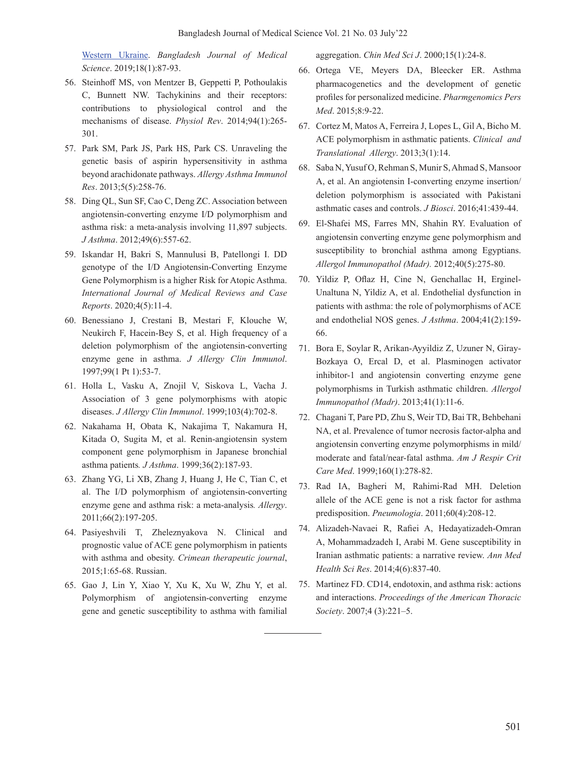Western Ukraine. *Bangladesh Journal of Medical Science*. 2019;18(1):87-93.

56. Steinhoff MS, von Mentzer B, Geppetti P, Pothoulakis C, Bunnett NW. Tachykinins and their receptors: contributions to physiological control and the mechanisms of disease. *Physiol Rev*. 2014;94(1):265-301.
57. Park SM, Park JS, Park HS, Park CS. Unraveling the genetic basis of aspirin hypersensitivity in asthma beyond arachidonate pathways. *Allergy Asthma Immunol Res*. 2013;5(5):258-76.
58. Ding QL, Sun SF, Cao C, Deng ZC. Association between angiotensin-converting enzyme I/D polymorphism and asthma risk: a meta-analysis involving 11,897 subjects. *J Asthma*. 2012;49(6):557-62.
59. Iskandar H, Bakri S, Mannulusi B, Patellongi I. DD genotype of the I/D Angiotensin-Converting Enzyme Gene Polymorphism is a higher Risk for Atopic Asthma. *International Journal of Medical Reviews and Case Reports*. 2020;4(5):11-4.
60. Benessiano J, Crestani B, Mestari F, Klouche W, Neukirch F, Hacein-Bey S, et al. High frequency of a deletion polymorphism of the angiotensin-converting enzyme gene in asthma. *J Allergy Clin Immunol*. 1997;99(1 Pt 1):53-7.
61. Holla L, Vasku A, Znojil V, Siskova L, Vacha J. Association of 3 gene polymorphisms with atopic diseases. *J Allergy Clin Immunol*. 1999;103(4):702-8.
62. Nakahama H, Obata K, Nakajima T, Nakamura H, Kitada O, Sugita M, et al. Renin-angiotensin system component gene polymorphism in Japanese bronchial asthma patients. *J Asthma*. 1999;36(2):187-93.
63. Zhang YG, Li XB, Zhang J, Huang J, He C, Tian C, et al. The I/D polymorphism of angiotensin-converting enzyme gene and asthma risk: a meta-analysis. *Allergy*. 2011;66(2):197-205.
64. Pasiyeshvili T, Zheleznyakova N. Clinical and prognostic value of ACE gene polymorphism in patients with asthma and obesity. *Crimean therapeutic journal*, 2015;1:65-68. Russian.
65. Gao J, Lin Y, Xiao Y, Xu K, Xu W, Zhu Y, et al. Polymorphism of angiotensin-converting enzyme gene and genetic susceptibility to asthma with familial aggregation. *Chin Med Sci J*. 2000;15(1):24-8.
66. Ortega VE, Meyers DA, Bleecker ER. Asthma pharmacogenetics and the development of genetic profiles for personalized medicine. *Pharmgenomics Pers Med*. 2015;8:9-22.
67. Cortez M, Matos A, Ferreira J, Lopes L, Gil A, Bicho M. ACE polymorphism in asthmatic patients. *Clinical and Translational Allergy*. 2013;3(1):14.
68. Saba N, Yusuf O, Rehman S, Munir S, Ahmad S, Mansoor A, et al. An angiotensin I-converting enzyme insertion/deletion polymorphism is associated with Pakistani asthmatic cases and controls. *J Biosci*. 2016;41:439-44.
69. El-Shafei MS, Farres MN, Shahin RY. Evaluation of angiotensin converting enzyme gene polymorphism and susceptibility to bronchial asthma among Egyptians. *Allergol Immunopathol (Madr).* 2012;40(5):275-80.
70. Yildiz P, Oflaz H, Cine N, Genchallac H, Erginel-Unaltuna N, Yildiz A, et al. Endothelial dysfunction in patients with asthma: the role of polymorphisms of ACE and endothelial NOS genes. *J Asthma*. 2004;41(2):159-66.
71. Bora E, Soylar R, Arikan-Ayyildiz Z, Uzuner N, Giray-Bozkaya O, Ercal D, et al. Plasminogen activator inhibitor-1 and angiotensin converting enzyme gene polymorphisms in Turkish asthmatic children. *Allergol Immunopathol (Madr)*. 2013;41(1):11-6.
72. Chagani T, Pare PD, Zhu S, Weir TD, Bai TR, Behbehani NA, et al. Prevalence of tumor necrosis factor-alpha and angiotensin converting enzyme polymorphisms in mild/moderate and fatal/near-fatal asthma. *Am J Respir Crit Care Med*. 1999;160(1):278-82.
73. Rad IA, Bagheri M, Rahimi-Rad MH. Deletion allele of the ACE gene is not a risk factor for asthma predisposition. *Pneumologia*. 2011;60(4):208-12.
74. Alizadeh-Navaei R, Rafiei A, Hedayatizadeh-Omran A, Mohammadzadeh I, Arabi M. Gene susceptibility in Iranian asthmatic patients: a narrative review. *Ann Med Health Sci Res*. 2014;4(6):837-40.
75. Martinez FD. CD14, endotoxin, and asthma risk: actions and interactions. *Proceedings of the American Thoracic Society*. 2007;4 (3):221–5.